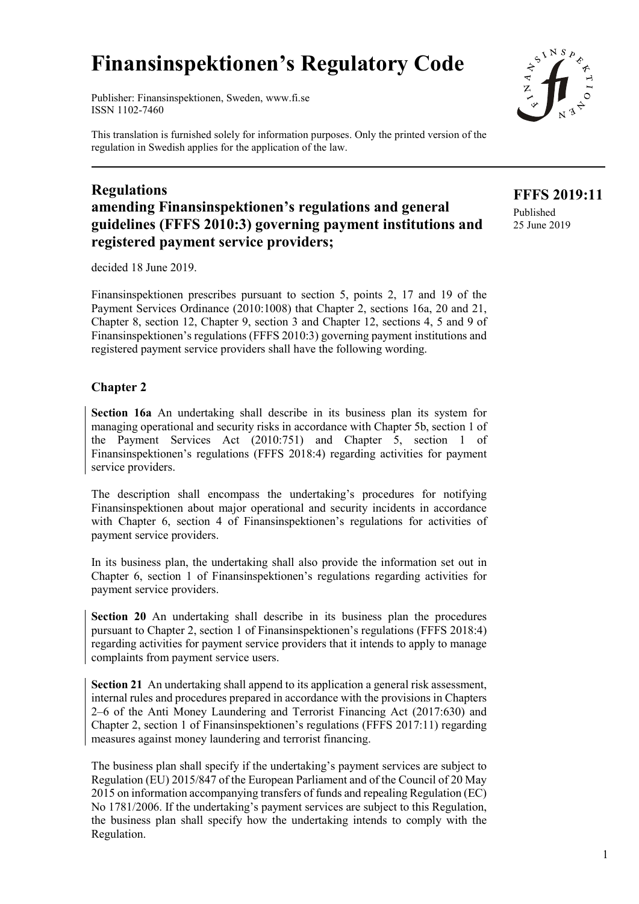# Finansinspektionen's Regulatory Code

Publisher: Finansinspektionen, Sweden, www.fi.se
ISSN 1102-7460

This translation is furnished solely for information purposes. Only the printed version of the regulation in Swedish applies for the application of the law.

**FFFS 2019:11**
Published
25 June 2019

## Regulations amending Finansinspektionen's regulations and general guidelines (FFFS 2010:3) governing payment institutions and registered payment service providers;

decided 18 June 2019.

Finansinspektionen prescribes pursuant to section 5, points 2, 17 and 19 of the Payment Services Ordinance (2010:1008) that Chapter 2, sections 16a, 20 and 21, Chapter 8, section 12, Chapter 9, section 3 and Chapter 12, sections 4, 5 and 9 of Finansinspektionen's regulations (FFFS 2010:3) governing payment institutions and registered payment service providers shall have the following wording.

### Chapter 2

**Section 16a** An undertaking shall describe in its business plan its system for managing operational and security risks in accordance with Chapter 5b, section 1 of the Payment Services Act (2010:751) and Chapter 5, section 1 of Finansinspektionen's regulations (FFFS 2018:4) regarding activities for payment service providers.

The description shall encompass the undertaking's procedures for notifying Finansinspektionen about major operational and security incidents in accordance with Chapter 6, section 4 of Finansinspektionen's regulations for activities of payment service providers.

In its business plan, the undertaking shall also provide the information set out in Chapter 6, section 1 of Finansinspektionen's regulations regarding activities for payment service providers.

**Section 20** An undertaking shall describe in its business plan the procedures pursuant to Chapter 2, section 1 of Finansinspektionen's regulations (FFFS 2018:4) regarding activities for payment service providers that it intends to apply to manage complaints from payment service users.

**Section 21** An undertaking shall append to its application a general risk assessment, internal rules and procedures prepared in accordance with the provisions in Chapters 2–6 of the Anti Money Laundering and Terrorist Financing Act (2017:630) and Chapter 2, section 1 of Finansinspektionen's regulations (FFFS 2017:11) regarding measures against money laundering and terrorist financing.

The business plan shall specify if the undertaking's payment services are subject to Regulation (EU) 2015/847 of the European Parliament and of the Council of 20 May 2015 on information accompanying transfers of funds and repealing Regulation (EC) No 1781/2006. If the undertaking's payment services are subject to this Regulation, the business plan shall specify how the undertaking intends to comply with the Regulation.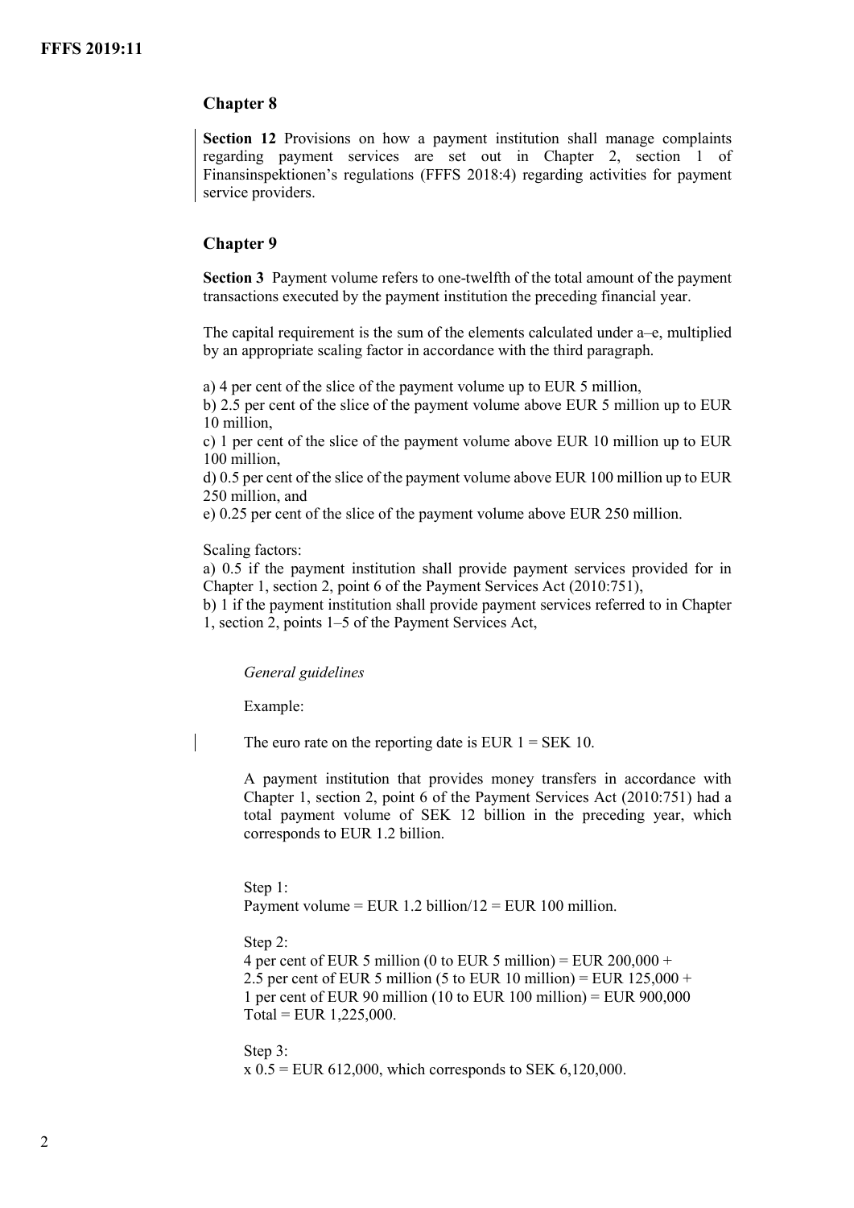## Chapter 8

**Section 12** Provisions on how a payment institution shall manage complaints regarding payment services are set out in Chapter 2, section 1 of Finansinspektionen's regulations (FFFS 2018:4) regarding activities for payment service providers.

## Chapter 9

**Section 3** Payment volume refers to one-twelfth of the total amount of the payment transactions executed by the payment institution the preceding financial year.

The capital requirement is the sum of the elements calculated under a–e, multiplied by an appropriate scaling factor in accordance with the third paragraph.

a) 4 per cent of the slice of the payment volume up to EUR 5 million,
b) 2.5 per cent of the slice of the payment volume above EUR 5 million up to EUR 10 million,
c) 1 per cent of the slice of the payment volume above EUR 10 million up to EUR 100 million,
d) 0.5 per cent of the slice of the payment volume above EUR 100 million up to EUR 250 million, and
e) 0.25 per cent of the slice of the payment volume above EUR 250 million.

Scaling factors:
a) 0.5 if the payment institution shall provide payment services provided for in Chapter 1, section 2, point 6 of the Payment Services Act (2010:751),
b) 1 if the payment institution shall provide payment services referred to in Chapter 1, section 2, points 1–5 of the Payment Services Act,

*General guidelines*

Example:

The euro rate on the reporting date is EUR 1 = SEK 10.

A payment institution that provides money transfers in accordance with Chapter 1, section 2, point 6 of the Payment Services Act (2010:751) had a total payment volume of SEK 12 billion in the preceding year, which corresponds to EUR 1.2 billion.

Step 1:
Payment volume = EUR 1.2 billion/12 = EUR 100 million.

Step 2:
4 per cent of EUR 5 million (0 to EUR 5 million) = EUR 200,000 +
2.5 per cent of EUR 5 million (5 to EUR 10 million) = EUR 125,000 +
1 per cent of EUR 90 million (10 to EUR 100 million) = EUR 900,000
Total = EUR 1,225,000.

Step 3:
x 0.5 = EUR 612,000, which corresponds to SEK 6,120,000.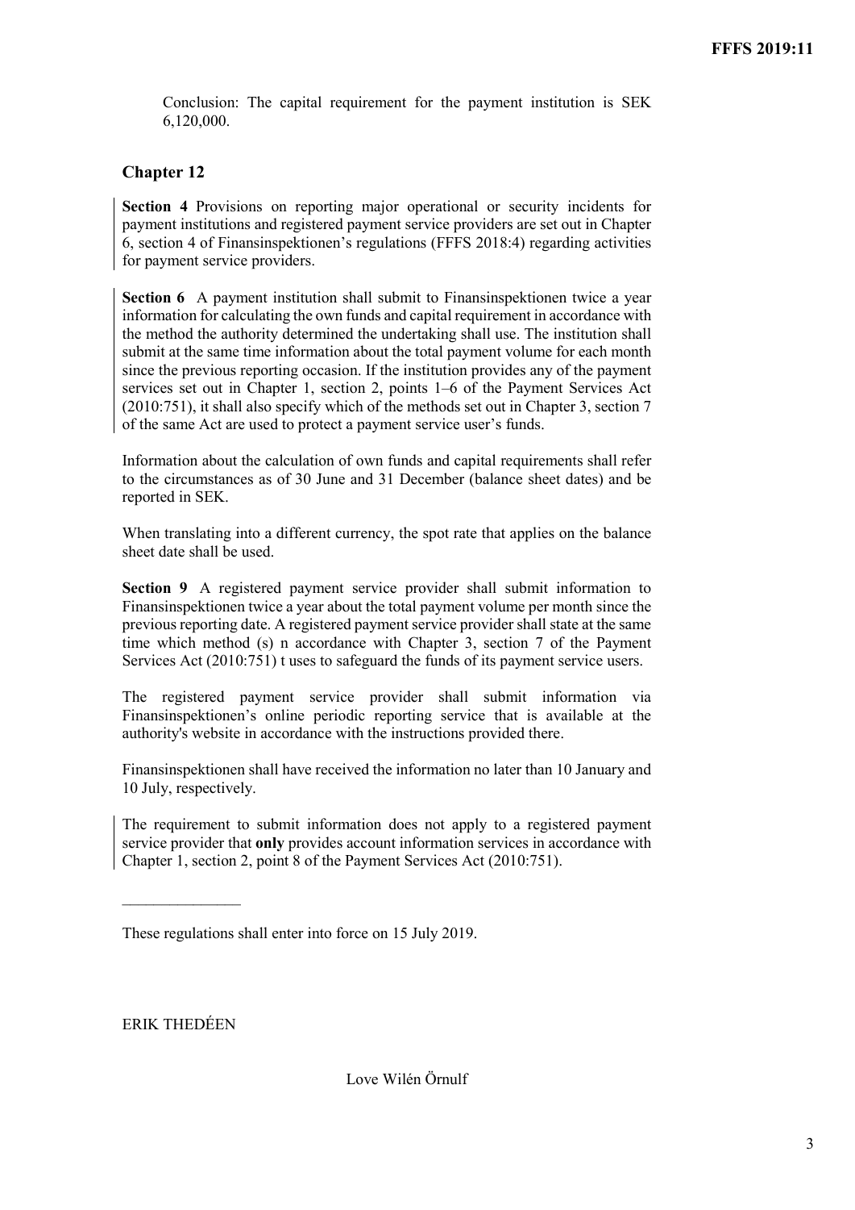Conclusion: The capital requirement for the payment institution is SEK 6,120,000.

## Chapter 12

**Section 4** Provisions on reporting major operational or security incidents for payment institutions and registered payment service providers are set out in Chapter 6, section 4 of Finansinspektionen's regulations (FFFS 2018:4) regarding activities for payment service providers.

**Section 6** A payment institution shall submit to Finansinspektionen twice a year information for calculating the own funds and capital requirement in accordance with the method the authority determined the undertaking shall use. The institution shall submit at the same time information about the total payment volume for each month since the previous reporting occasion. If the institution provides any of the payment services set out in Chapter 1, section 2, points 1–6 of the Payment Services Act (2010:751), it shall also specify which of the methods set out in Chapter 3, section 7 of the same Act are used to protect a payment service user's funds.

Information about the calculation of own funds and capital requirements shall refer to the circumstances as of 30 June and 31 December (balance sheet dates) and be reported in SEK.

When translating into a different currency, the spot rate that applies on the balance sheet date shall be used.

**Section 9** A registered payment service provider shall submit information to Finansinspektionen twice a year about the total payment volume per month since the previous reporting date. A registered payment service provider shall state at the same time which method (s) n accordance with Chapter 3, section 7 of the Payment Services Act (2010:751) t uses to safeguard the funds of its payment service users.

The registered payment service provider shall submit information via Finansinspektionen's online periodic reporting service that is available at the authority's website in accordance with the instructions provided there.

Finansinspektionen shall have received the information no later than 10 January and 10 July, respectively.

The requirement to submit information does not apply to a registered payment service provider that **only** provides account information services in accordance with Chapter 1, section 2, point 8 of the Payment Services Act (2010:751).

---

These regulations shall enter into force on 15 July 2019.

ERIK THEDÉEN

Love Wilén Örnulf